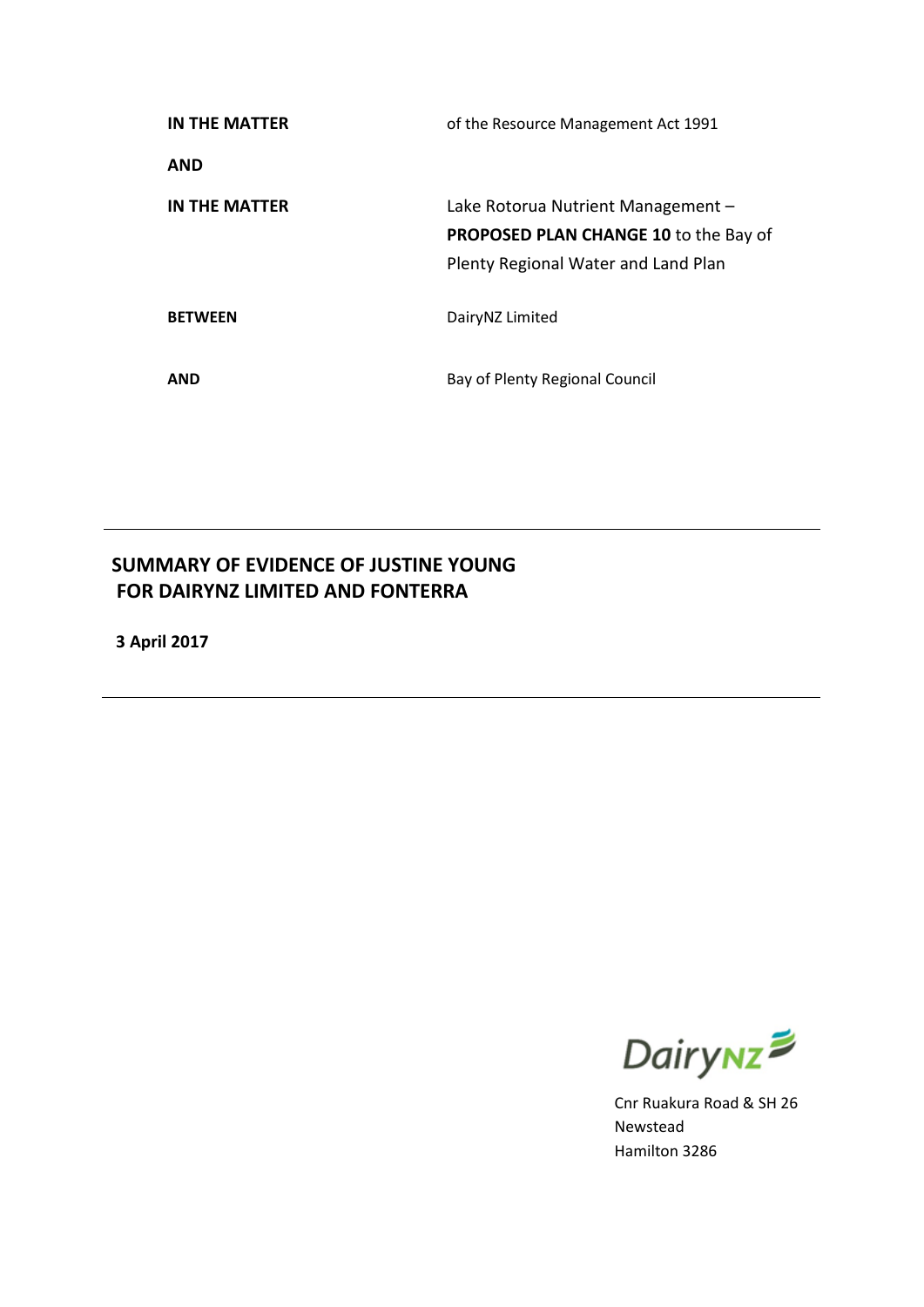| | |
|---|---|
| **IN THE MATTER** | of the Resource Management Act 1991 |
| **AND** | |
| **IN THE MATTER** | Lake Rotorua Nutrient Management – **PROPOSED PLAN CHANGE 10** to the Bay of Plenty Regional Water and Land Plan |
| **BETWEEN** | DairyNZ Limited |
| **AND** | Bay of Plenty Regional Council |

---

**SUMMARY OF EVIDENCE OF JUSTINE YOUNG FOR DAIRYNZ LIMITED AND FONTERRA**

**3 April 2017**

---

DairyNZ

Cnr Ruakura Road & SH 26
Newstead
Hamilton 3286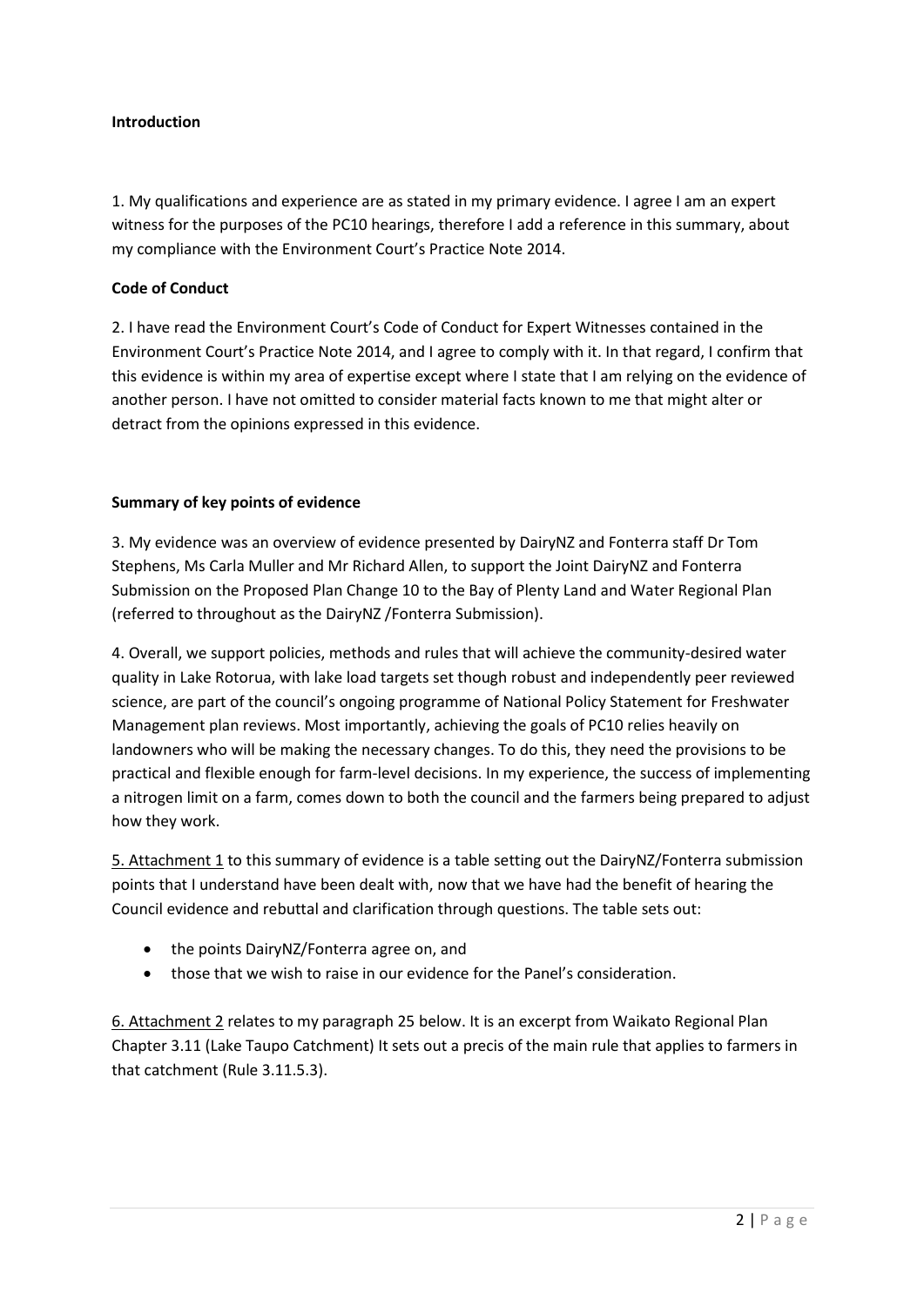**Introduction**

1. My qualifications and experience are as stated in my primary evidence. I agree I am an expert witness for the purposes of the PC10 hearings, therefore I add a reference in this summary, about my compliance with the Environment Court's Practice Note 2014.

**Code of Conduct**

2. I have read the Environment Court's Code of Conduct for Expert Witnesses contained in the Environment Court's Practice Note 2014, and I agree to comply with it. In that regard, I confirm that this evidence is within my area of expertise except where I state that I am relying on the evidence of another person. I have not omitted to consider material facts known to me that might alter or detract from the opinions expressed in this evidence.

**Summary of key points of evidence**

3. My evidence was an overview of evidence presented by DairyNZ and Fonterra staff Dr Tom Stephens, Ms Carla Muller and Mr Richard Allen, to support the Joint DairyNZ and Fonterra Submission on the Proposed Plan Change 10 to the Bay of Plenty Land and Water Regional Plan (referred to throughout as the DairyNZ /Fonterra Submission).

4. Overall, we support policies, methods and rules that will achieve the community-desired water quality in Lake Rotorua, with lake load targets set though robust and independently peer reviewed science, are part of the council's ongoing programme of National Policy Statement for Freshwater Management plan reviews. Most importantly, achieving the goals of PC10 relies heavily on landowners who will be making the necessary changes. To do this, they need the provisions to be practical and flexible enough for farm-level decisions. In my experience, the success of implementing a nitrogen limit on a farm, comes down to both the council and the farmers being prepared to adjust how they work.

5. Attachment 1 to this summary of evidence is a table setting out the DairyNZ/Fonterra submission points that I understand have been dealt with, now that we have had the benefit of hearing the Council evidence and rebuttal and clarification through questions. The table sets out:

- the points DairyNZ/Fonterra agree on, and
- those that we wish to raise in our evidence for the Panel's consideration.

6. Attachment 2 relates to my paragraph 25 below. It is an excerpt from Waikato Regional Plan Chapter 3.11 (Lake Taupo Catchment) It sets out a precis of the main rule that applies to farmers in that catchment (Rule 3.11.5.3).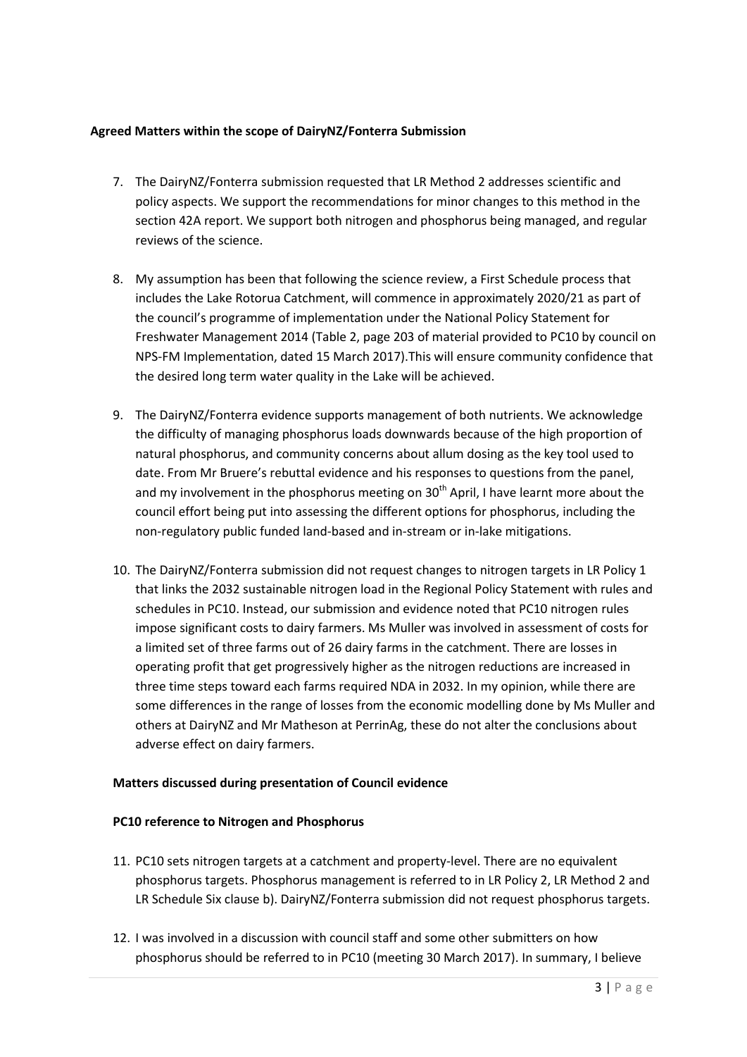**Agreed Matters within the scope of DairyNZ/Fonterra Submission**

7. The DairyNZ/Fonterra submission requested that LR Method 2 addresses scientific and policy aspects. We support the recommendations for minor changes to this method in the section 42A report. We support both nitrogen and phosphorus being managed, and regular reviews of the science.

8. My assumption has been that following the science review, a First Schedule process that includes the Lake Rotorua Catchment, will commence in approximately 2020/21 as part of the council's programme of implementation under the National Policy Statement for Freshwater Management 2014 (Table 2, page 203 of material provided to PC10 by council on NPS-FM Implementation, dated 15 March 2017).This will ensure community confidence that the desired long term water quality in the Lake will be achieved.

9. The DairyNZ/Fonterra evidence supports management of both nutrients. We acknowledge the difficulty of managing phosphorus loads downwards because of the high proportion of natural phosphorus, and community concerns about allum dosing as the key tool used to date. From Mr Bruere's rebuttal evidence and his responses to questions from the panel, and my involvement in the phosphorus meeting on 30th April, I have learnt more about the council effort being put into assessing the different options for phosphorus, including the non-regulatory public funded land-based and in-stream or in-lake mitigations.

10. The DairyNZ/Fonterra submission did not request changes to nitrogen targets in LR Policy 1 that links the 2032 sustainable nitrogen load in the Regional Policy Statement with rules and schedules in PC10. Instead, our submission and evidence noted that PC10 nitrogen rules impose significant costs to dairy farmers. Ms Muller was involved in assessment of costs for a limited set of three farms out of 26 dairy farms in the catchment. There are losses in operating profit that get progressively higher as the nitrogen reductions are increased in three time steps toward each farms required NDA in 2032. In my opinion, while there are some differences in the range of losses from the economic modelling done by Ms Muller and others at DairyNZ and Mr Matheson at PerrinAg, these do not alter the conclusions about adverse effect on dairy farmers.

**Matters discussed during presentation of Council evidence**

**PC10 reference to Nitrogen and Phosphorus**

11. PC10 sets nitrogen targets at a catchment and property-level. There are no equivalent phosphorus targets. Phosphorus management is referred to in LR Policy 2, LR Method 2 and LR Schedule Six clause b). DairyNZ/Fonterra submission did not request phosphorus targets.

12. I was involved in a discussion with council staff and some other submitters on how phosphorus should be referred to in PC10 (meeting 30 March 2017). In summary, I believe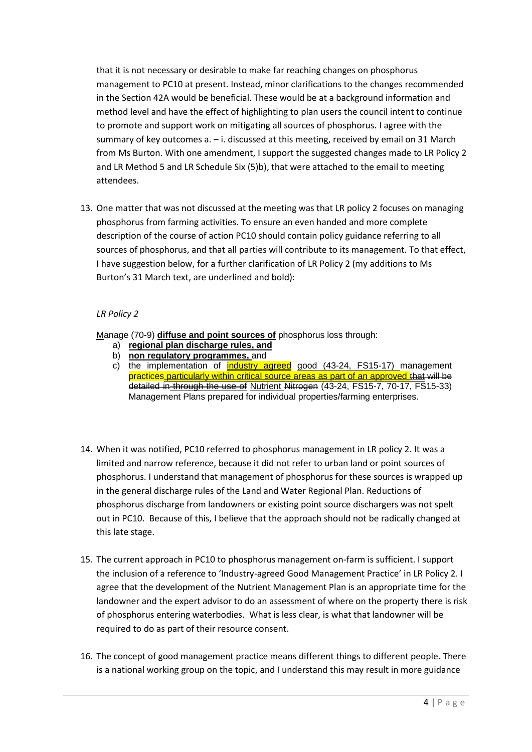that it is not necessary or desirable to make far reaching changes on phosphorus management to PC10 at present. Instead, minor clarifications to the changes recommended in the Section 42A would be beneficial. These would be at a background information and method level and have the effect of highlighting to plan users the council intent to continue to promote and support work on mitigating all sources of phosphorus. I agree with the summary of key outcomes a. – i. discussed at this meeting, received by email on 31 March from Ms Burton. With one amendment, I support the suggested changes made to LR Policy 2 and LR Method 5 and LR Schedule Six (5)b), that were attached to the email to meeting attendees.

13. One matter that was not discussed at the meeting was that LR policy 2 focuses on managing phosphorus from farming activities. To ensure an even handed and more complete description of the course of action PC10 should contain policy guidance referring to all sources of phosphorus, and that all parties will contribute to its management. To that effect, I have suggestion below, for a further clarification of LR Policy 2 (my additions to Ms Burton's 31 March text, are underlined and bold):

*LR Policy 2*

<u>M</u>anage (70-9) <u>**diffuse and point sources of**</u> phosphorus loss through:

a) <u>**regional plan discharge rules, and**</u>
b) <u>**non regulatory programmes,**</u> and
c) the implementation of <u>industry agreed</u> <u>good (43-24, FS15-17)</u> management practices <u>particularly within critical source areas as part of an approved</u> ~~that will be detailed in through the use of~~ <u>Nutrient</u> ~~Nitrogen~~ (43-24, FS15-7, 70-17, FS15-33) Management Plans prepared for individual properties/farming enterprises.

14. When it was notified, PC10 referred to phosphorus management in LR policy 2. It was a limited and narrow reference, because it did not refer to urban land or point sources of phosphorus. I understand that management of phosphorus for these sources is wrapped up in the general discharge rules of the Land and Water Regional Plan. Reductions of phosphorus discharge from landowners or existing point source dischargers was not spelt out in PC10. Because of this, I believe that the approach should not be radically changed at this late stage.

15. The current approach in PC10 to phosphorus management on-farm is sufficient. I support the inclusion of a reference to 'Industry-agreed Good Management Practice' in LR Policy 2. I agree that the development of the Nutrient Management Plan is an appropriate time for the landowner and the expert advisor to do an assessment of where on the property there is risk of phosphorus entering waterbodies. What is less clear, is what that landowner will be required to do as part of their resource consent.

16. The concept of good management practice means different things to different people. There is a national working group on the topic, and I understand this may result in more guidance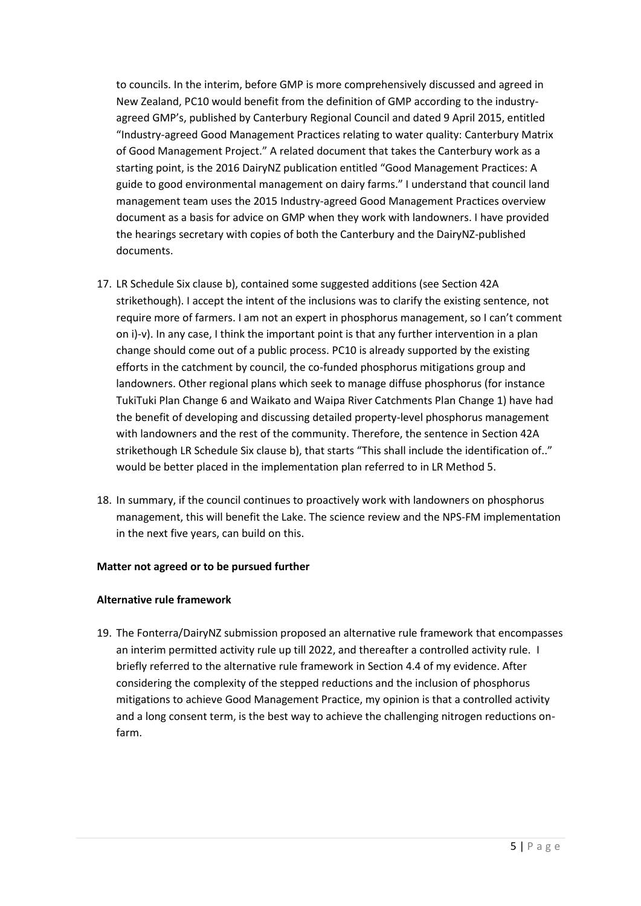to councils. In the interim, before GMP is more comprehensively discussed and agreed in New Zealand, PC10 would benefit from the definition of GMP according to the industry-agreed GMP's, published by Canterbury Regional Council and dated 9 April 2015, entitled "Industry-agreed Good Management Practices relating to water quality: Canterbury Matrix of Good Management Project." A related document that takes the Canterbury work as a starting point, is the 2016 DairyNZ publication entitled "Good Management Practices: A guide to good environmental management on dairy farms." I understand that council land management team uses the 2015 Industry-agreed Good Management Practices overview document as a basis for advice on GMP when they work with landowners. I have provided the hearings secretary with copies of both the Canterbury and the DairyNZ-published documents.

17. LR Schedule Six clause b), contained some suggested additions (see Section 42A strikethough). I accept the intent of the inclusions was to clarify the existing sentence, not require more of farmers. I am not an expert in phosphorus management, so I can't comment on i)-v). In any case, I think the important point is that any further intervention in a plan change should come out of a public process. PC10 is already supported by the existing efforts in the catchment by council, the co-funded phosphorus mitigations group and landowners. Other regional plans which seek to manage diffuse phosphorus (for instance TukiTuki Plan Change 6 and Waikato and Waipa River Catchments Plan Change 1) have had the benefit of developing and discussing detailed property-level phosphorus management with landowners and the rest of the community. Therefore, the sentence in Section 42A strikethough LR Schedule Six clause b), that starts "This shall include the identification of.." would be better placed in the implementation plan referred to in LR Method 5.

18. In summary, if the council continues to proactively work with landowners on phosphorus management, this will benefit the Lake. The science review and the NPS-FM implementation in the next five years, can build on this.

**Matter not agreed or to be pursued further**

**Alternative rule framework**

19. The Fonterra/DairyNZ submission proposed an alternative rule framework that encompasses an interim permitted activity rule up till 2022, and thereafter a controlled activity rule. I briefly referred to the alternative rule framework in Section 4.4 of my evidence. After considering the complexity of the stepped reductions and the inclusion of phosphorus mitigations to achieve Good Management Practice, my opinion is that a controlled activity and a long consent term, is the best way to achieve the challenging nitrogen reductions on-farm.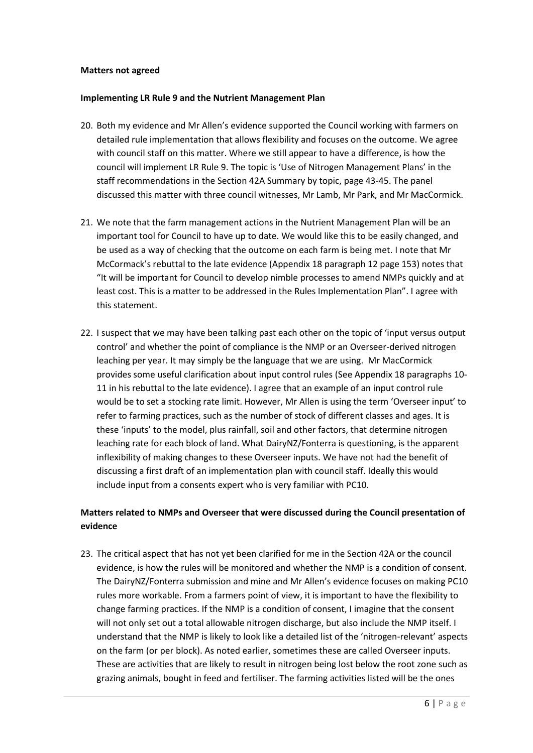**Matters not agreed**

**Implementing LR Rule 9 and the Nutrient Management Plan**

20. Both my evidence and Mr Allen's evidence supported the Council working with farmers on detailed rule implementation that allows flexibility and focuses on the outcome. We agree with council staff on this matter. Where we still appear to have a difference, is how the council will implement LR Rule 9. The topic is 'Use of Nitrogen Management Plans' in the staff recommendations in the Section 42A Summary by topic, page 43-45. The panel discussed this matter with three council witnesses, Mr Lamb, Mr Park, and Mr MacCormick.

21. We note that the farm management actions in the Nutrient Management Plan will be an important tool for Council to have up to date. We would like this to be easily changed, and be used as a way of checking that the outcome on each farm is being met. I note that Mr McCormack's rebuttal to the late evidence (Appendix 18 paragraph 12 page 153) notes that "It will be important for Council to develop nimble processes to amend NMPs quickly and at least cost. This is a matter to be addressed in the Rules Implementation Plan". I agree with this statement.

22. I suspect that we may have been talking past each other on the topic of 'input versus output control' and whether the point of compliance is the NMP or an Overseer-derived nitrogen leaching per year. It may simply be the language that we are using. Mr MacCormick provides some useful clarification about input control rules (See Appendix 18 paragraphs 10-11 in his rebuttal to the late evidence). I agree that an example of an input control rule would be to set a stocking rate limit. However, Mr Allen is using the term 'Overseer input' to refer to farming practices, such as the number of stock of different classes and ages. It is these 'inputs' to the model, plus rainfall, soil and other factors, that determine nitrogen leaching rate for each block of land. What DairyNZ/Fonterra is questioning, is the apparent inflexibility of making changes to these Overseer inputs. We have not had the benefit of discussing a first draft of an implementation plan with council staff. Ideally this would include input from a consents expert who is very familiar with PC10.

**Matters related to NMPs and Overseer that were discussed during the Council presentation of evidence**

23. The critical aspect that has not yet been clarified for me in the Section 42A or the council evidence, is how the rules will be monitored and whether the NMP is a condition of consent. The DairyNZ/Fonterra submission and mine and Mr Allen's evidence focuses on making PC10 rules more workable. From a farmers point of view, it is important to have the flexibility to change farming practices. If the NMP is a condition of consent, I imagine that the consent will not only set out a total allowable nitrogen discharge, but also include the NMP itself. I understand that the NMP is likely to look like a detailed list of the 'nitrogen-relevant' aspects on the farm (or per block). As noted earlier, sometimes these are called Overseer inputs. These are activities that are likely to result in nitrogen being lost below the root zone such as grazing animals, bought in feed and fertiliser. The farming activities listed will be the ones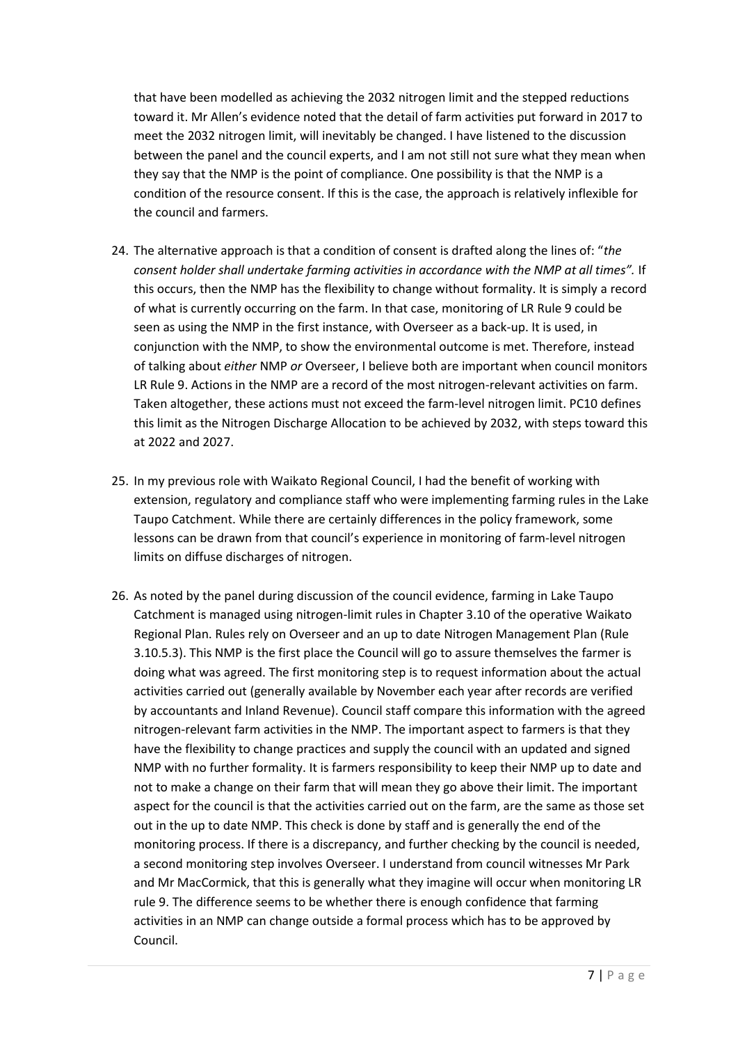that have been modelled as achieving the 2032 nitrogen limit and the stepped reductions toward it. Mr Allen's evidence noted that the detail of farm activities put forward in 2017 to meet the 2032 nitrogen limit, will inevitably be changed. I have listened to the discussion between the panel and the council experts, and I am not still not sure what they mean when they say that the NMP is the point of compliance. One possibility is that the NMP is a condition of the resource consent. If this is the case, the approach is relatively inflexible for the council and farmers.

24. The alternative approach is that a condition of consent is drafted along the lines of: "*the consent holder shall undertake farming activities in accordance with the NMP at all times".* If this occurs, then the NMP has the flexibility to change without formality. It is simply a record of what is currently occurring on the farm. In that case, monitoring of LR Rule 9 could be seen as using the NMP in the first instance, with Overseer as a back-up. It is used, in conjunction with the NMP, to show the environmental outcome is met. Therefore, instead of talking about *either* NMP *or* Overseer, I believe both are important when council monitors LR Rule 9. Actions in the NMP are a record of the most nitrogen-relevant activities on farm. Taken altogether, these actions must not exceed the farm-level nitrogen limit. PC10 defines this limit as the Nitrogen Discharge Allocation to be achieved by 2032, with steps toward this at 2022 and 2027.

25. In my previous role with Waikato Regional Council, I had the benefit of working with extension, regulatory and compliance staff who were implementing farming rules in the Lake Taupo Catchment. While there are certainly differences in the policy framework, some lessons can be drawn from that council's experience in monitoring of farm-level nitrogen limits on diffuse discharges of nitrogen.

26. As noted by the panel during discussion of the council evidence, farming in Lake Taupo Catchment is managed using nitrogen-limit rules in Chapter 3.10 of the operative Waikato Regional Plan. Rules rely on Overseer and an up to date Nitrogen Management Plan (Rule 3.10.5.3). This NMP is the first place the Council will go to assure themselves the farmer is doing what was agreed. The first monitoring step is to request information about the actual activities carried out (generally available by November each year after records are verified by accountants and Inland Revenue). Council staff compare this information with the agreed nitrogen-relevant farm activities in the NMP. The important aspect to farmers is that they have the flexibility to change practices and supply the council with an updated and signed NMP with no further formality. It is farmers responsibility to keep their NMP up to date and not to make a change on their farm that will mean they go above their limit. The important aspect for the council is that the activities carried out on the farm, are the same as those set out in the up to date NMP. This check is done by staff and is generally the end of the monitoring process. If there is a discrepancy, and further checking by the council is needed, a second monitoring step involves Overseer. I understand from council witnesses Mr Park and Mr MacCormick, that this is generally what they imagine will occur when monitoring LR rule 9. The difference seems to be whether there is enough confidence that farming activities in an NMP can change outside a formal process which has to be approved by Council.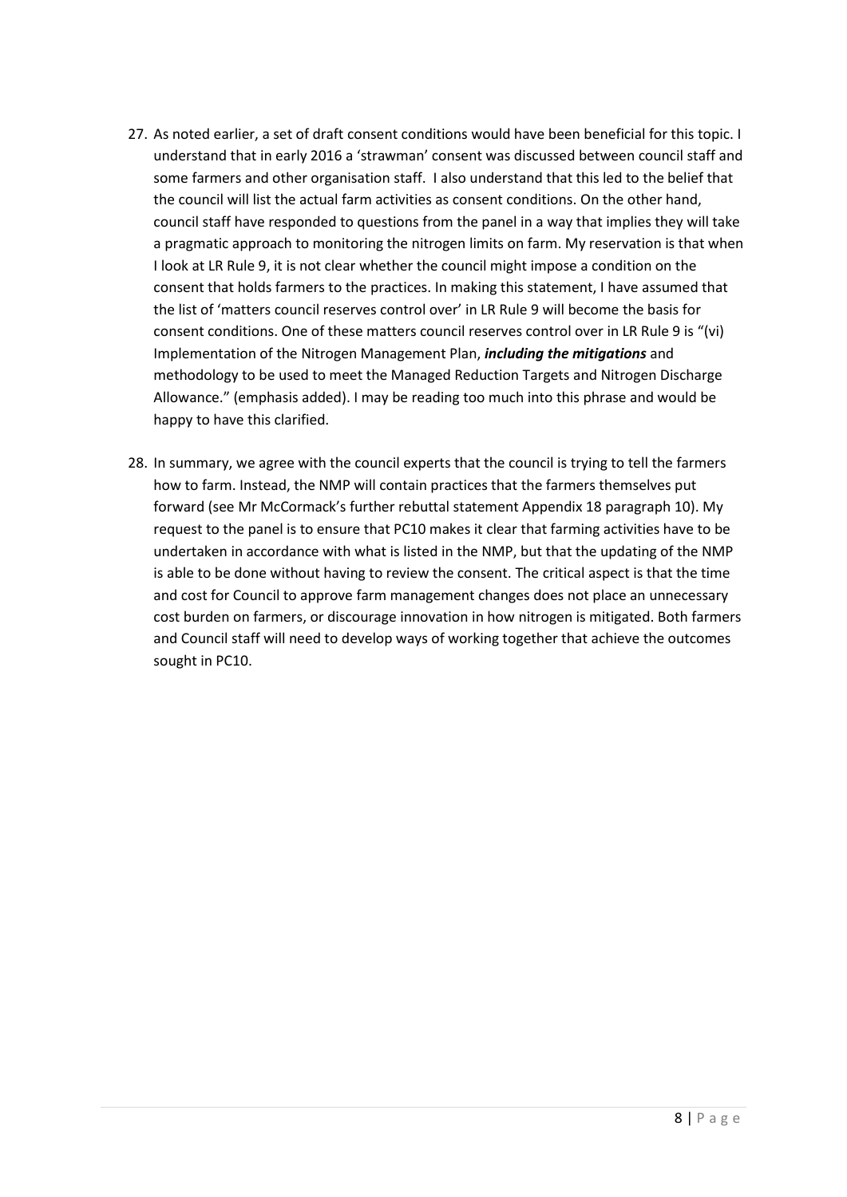27. As noted earlier, a set of draft consent conditions would have been beneficial for this topic. I understand that in early 2016 a 'strawman' consent was discussed between council staff and some farmers and other organisation staff. I also understand that this led to the belief that the council will list the actual farm activities as consent conditions. On the other hand, council staff have responded to questions from the panel in a way that implies they will take a pragmatic approach to monitoring the nitrogen limits on farm. My reservation is that when I look at LR Rule 9, it is not clear whether the council might impose a condition on the consent that holds farmers to the practices. In making this statement, I have assumed that the list of 'matters council reserves control over' in LR Rule 9 will become the basis for consent conditions. One of these matters council reserves control over in LR Rule 9 is "(vi) Implementation of the Nitrogen Management Plan, ***including the mitigations*** and methodology to be used to meet the Managed Reduction Targets and Nitrogen Discharge Allowance." (emphasis added). I may be reading too much into this phrase and would be happy to have this clarified.

28. In summary, we agree with the council experts that the council is trying to tell the farmers how to farm. Instead, the NMP will contain practices that the farmers themselves put forward (see Mr McCormack's further rebuttal statement Appendix 18 paragraph 10). My request to the panel is to ensure that PC10 makes it clear that farming activities have to be undertaken in accordance with what is listed in the NMP, but that the updating of the NMP is able to be done without having to review the consent. The critical aspect is that the time and cost for Council to approve farm management changes does not place an unnecessary cost burden on farmers, or discourage innovation in how nitrogen is mitigated. Both farmers and Council staff will need to develop ways of working together that achieve the outcomes sought in PC10.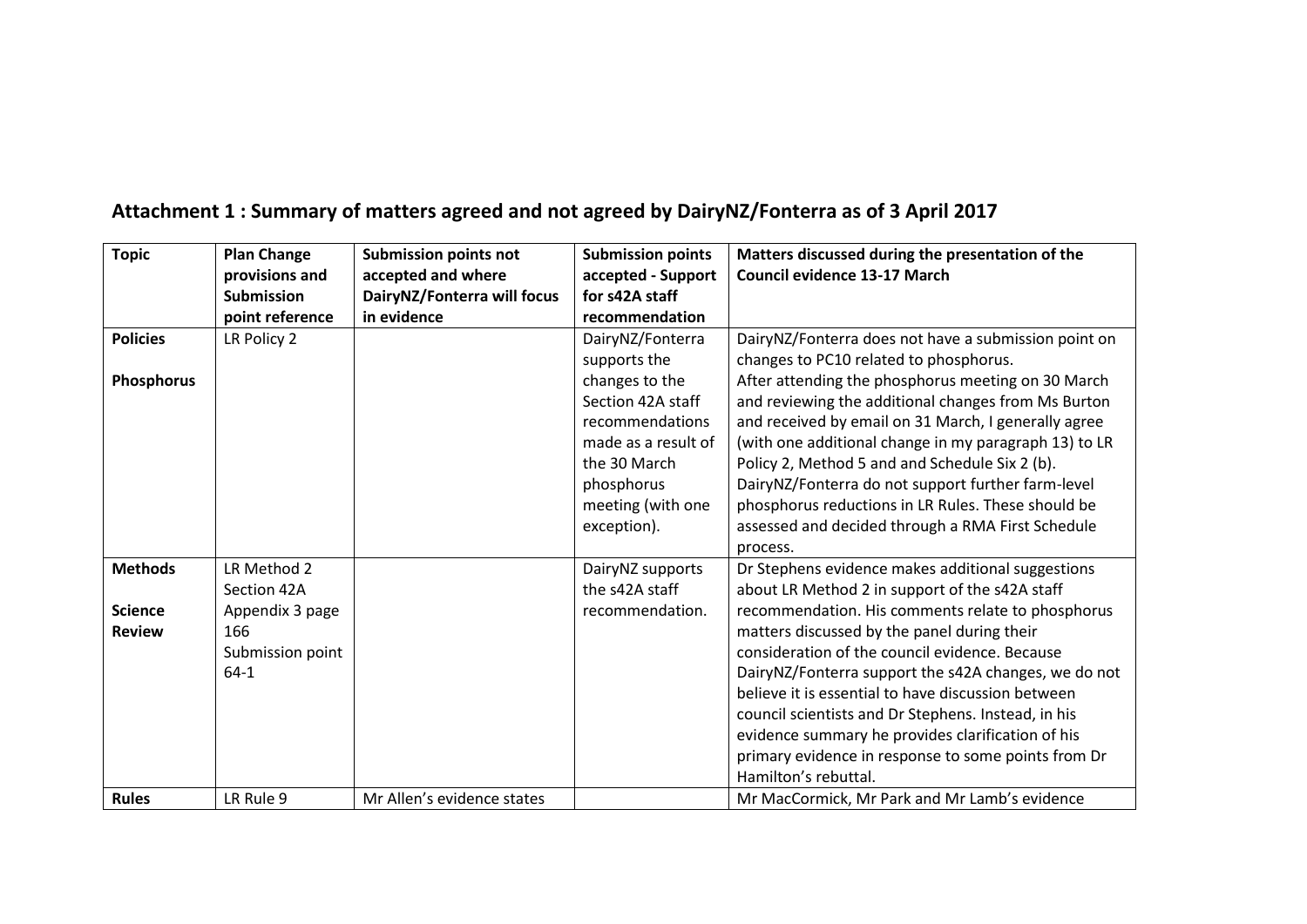## Attachment 1 : Summary of matters agreed and not agreed by DairyNZ/Fonterra as of 3 April 2017

| Topic | Plan Change provisions and Submission point reference | Submission points not accepted and where DairyNZ/Fonterra will focus in evidence | Submission points accepted - Support for s42A staff recommendation | Matters discussed during the presentation of the Council evidence 13-17 March |
|---|---|---|---|---|
| **Policies**<br><br>**Phosphorus** | LR Policy 2 | | DairyNZ/Fonterra supports the changes to the Section 42A staff recommendations made as a result of the 30 March phosphorus meeting (with one exception). | DairyNZ/Fonterra does not have a submission point on changes to PC10 related to phosphorus.<br>After attending the phosphorus meeting on 30 March and reviewing the additional changes from Ms Burton and received by email on 31 March, I generally agree (with one additional change in my paragraph 13) to LR Policy 2, Method 5 and and Schedule Six 2 (b).<br>DairyNZ/Fonterra do not support further farm-level phosphorus reductions in LR Rules. These should be assessed and decided through a RMA First Schedule process. |
| **Methods**<br><br>**Science Review** | LR Method 2<br>Section 42A Appendix 3 page 166<br>Submission point 64-1 | | DairyNZ supports the s42A staff recommendation. | Dr Stephens evidence makes additional suggestions about LR Method 2 in support of the s42A staff recommendation. His comments relate to phosphorus matters discussed by the panel during their consideration of the council evidence. Because DairyNZ/Fonterra support the s42A changes, we do not believe it is essential to have discussion between council scientists and Dr Stephens. Instead, in his evidence summary he provides clarification of his primary evidence in response to some points from Dr Hamilton's rebuttal. |
| **Rules** | LR Rule 9 | Mr Allen's evidence states | | Mr MacCormick, Mr Park and Mr Lamb's evidence |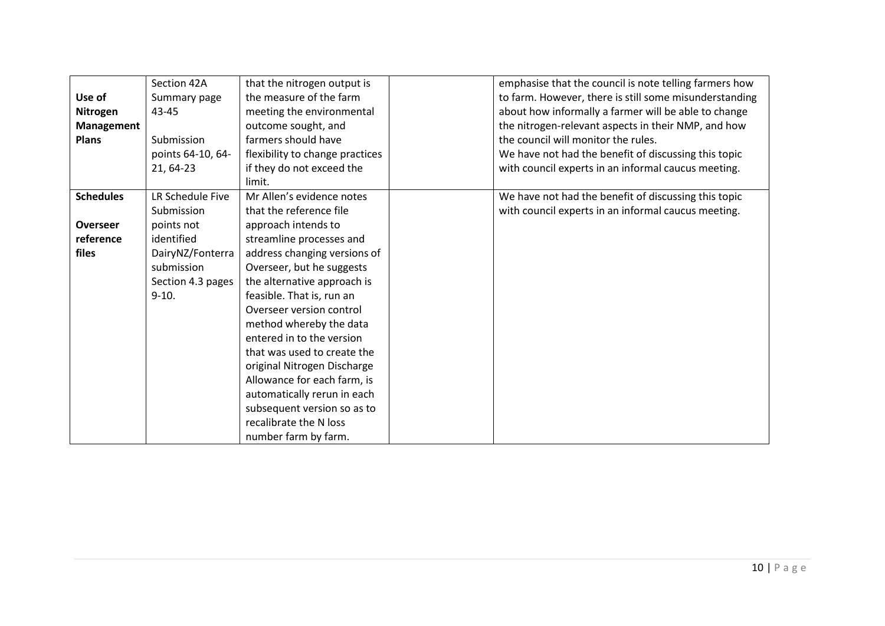| | | | | |
|---|---|---|---|---|
| **Use of Nitrogen Management Plans** | Section 42A Summary page 43-45<br><br>Submission points 64-10, 64-21, 64-23 | that the nitrogen output is the measure of the farm meeting the environmental outcome sought, and farmers should have flexibility to change practices if they do not exceed the limit. | | emphasise that the council is note telling farmers how to farm. However, there is still some misunderstanding about how informally a farmer will be able to change the nitrogen-relevant aspects in their NMP, and how the council will monitor the rules.<br>We have not had the benefit of discussing this topic with council experts in an informal caucus meeting. |
| **Schedules**<br><br>**Overseer reference files** | LR Schedule Five Submission points not identified DairyNZ/Fonterra submission Section 4.3 pages 9-10. | Mr Allen's evidence notes that the reference file approach intends to streamline processes and address changing versions of Overseer, but he suggests the alternative approach is feasible. That is, run an Overseer version control method whereby the data entered in to the version that was used to create the original Nitrogen Discharge Allowance for each farm, is automatically rerun in each subsequent version so as to recalibrate the N loss number farm by farm. | | We have not had the benefit of discussing this topic with council experts in an informal caucus meeting. |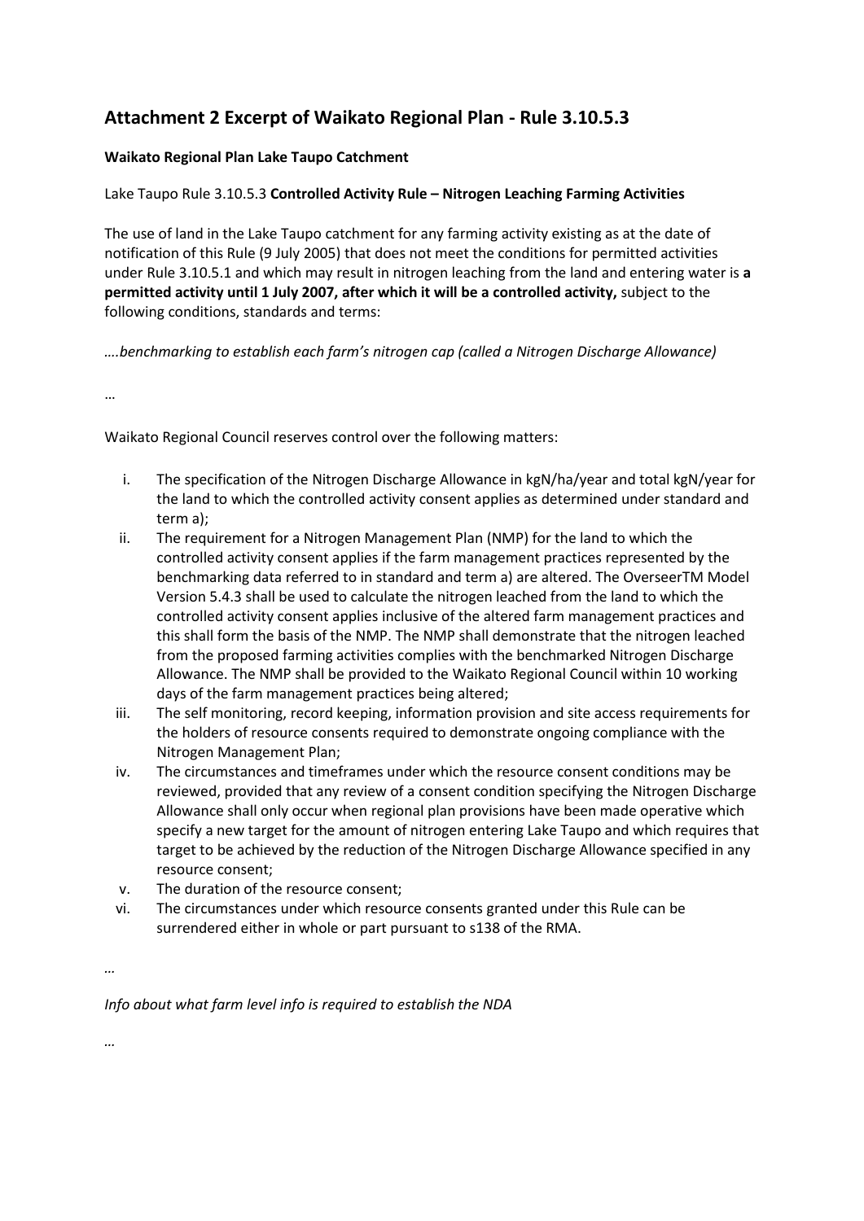## Attachment 2 Excerpt of Waikato Regional Plan - Rule 3.10.5.3

**Waikato Regional Plan Lake Taupo Catchment**

Lake Taupo Rule 3.10.5.3 **Controlled Activity Rule – Nitrogen Leaching Farming Activities**

The use of land in the Lake Taupo catchment for any farming activity existing as at the date of notification of this Rule (9 July 2005) that does not meet the conditions for permitted activities under Rule 3.10.5.1 and which may result in nitrogen leaching from the land and entering water is **a permitted activity until 1 July 2007, after which it will be a controlled activity,** subject to the following conditions, standards and terms:

*….benchmarking to establish each farm's nitrogen cap (called a Nitrogen Discharge Allowance)*

…

Waikato Regional Council reserves control over the following matters:

i. The specification of the Nitrogen Discharge Allowance in kgN/ha/year and total kgN/year for the land to which the controlled activity consent applies as determined under standard and term a);
ii. The requirement for a Nitrogen Management Plan (NMP) for the land to which the controlled activity consent applies if the farm management practices represented by the benchmarking data referred to in standard and term a) are altered. The OverseerTM Model Version 5.4.3 shall be used to calculate the nitrogen leached from the land to which the controlled activity consent applies inclusive of the altered farm management practices and this shall form the basis of the NMP. The NMP shall demonstrate that the nitrogen leached from the proposed farming activities complies with the benchmarked Nitrogen Discharge Allowance. The NMP shall be provided to the Waikato Regional Council within 10 working days of the farm management practices being altered;
iii. The self monitoring, record keeping, information provision and site access requirements for the holders of resource consents required to demonstrate ongoing compliance with the Nitrogen Management Plan;
iv. The circumstances and timeframes under which the resource consent conditions may be reviewed, provided that any review of a consent condition specifying the Nitrogen Discharge Allowance shall only occur when regional plan provisions have been made operative which specify a new target for the amount of nitrogen entering Lake Taupo and which requires that target to be achieved by the reduction of the Nitrogen Discharge Allowance specified in any resource consent;
v. The duration of the resource consent;
vi. The circumstances under which resource consents granted under this Rule can be surrendered either in whole or part pursuant to s138 of the RMA.

…

*Info about what farm level info is required to establish the NDA*

…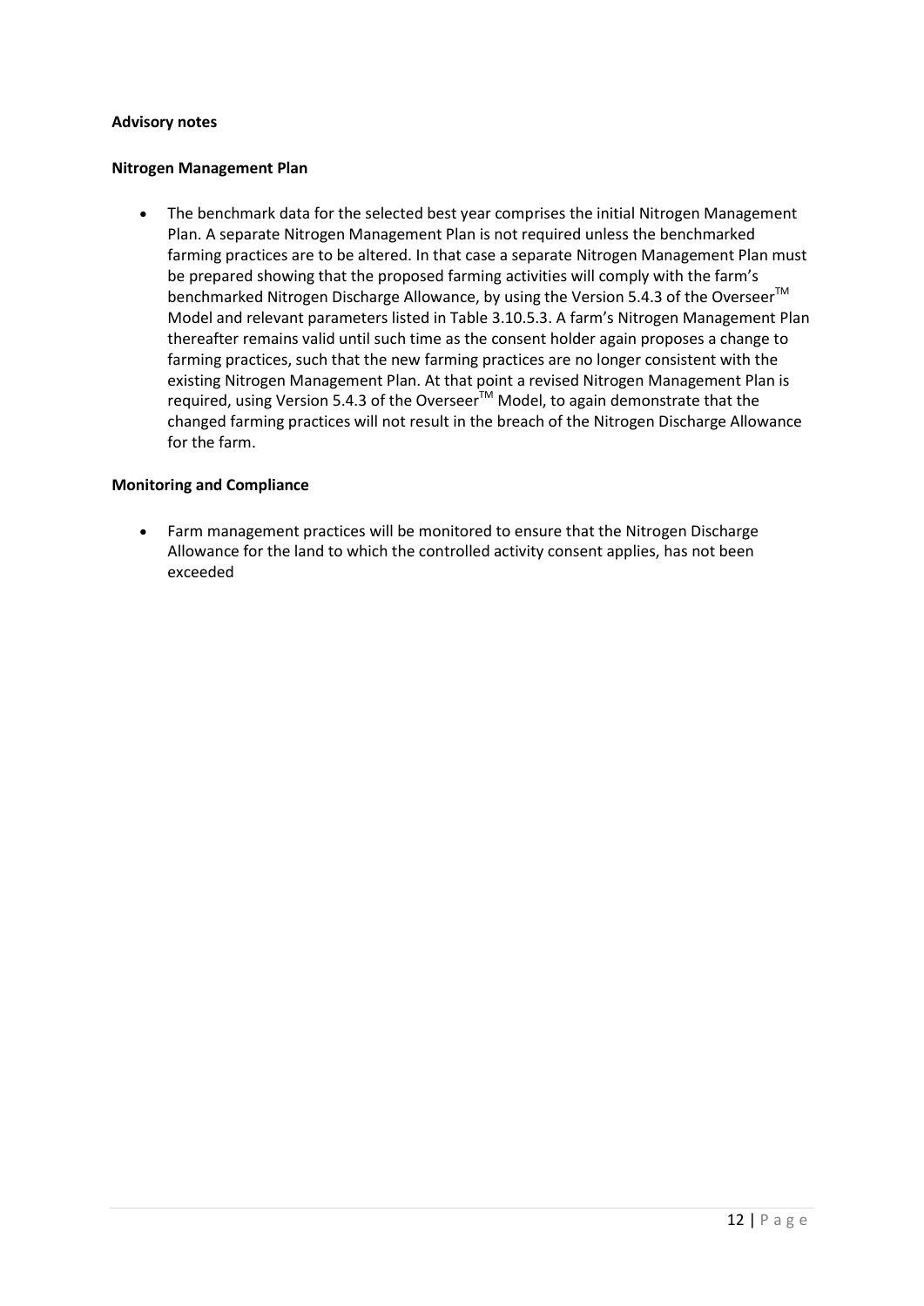**Advisory notes**

**Nitrogen Management Plan**

- The benchmark data for the selected best year comprises the initial Nitrogen Management Plan. A separate Nitrogen Management Plan is not required unless the benchmarked farming practices are to be altered. In that case a separate Nitrogen Management Plan must be prepared showing that the proposed farming activities will comply with the farm's benchmarked Nitrogen Discharge Allowance, by using the Version 5.4.3 of the Overseer™ Model and relevant parameters listed in Table 3.10.5.3. A farm's Nitrogen Management Plan thereafter remains valid until such time as the consent holder again proposes a change to farming practices, such that the new farming practices are no longer consistent with the existing Nitrogen Management Plan. At that point a revised Nitrogen Management Plan is required, using Version 5.4.3 of the Overseer™ Model, to again demonstrate that the changed farming practices will not result in the breach of the Nitrogen Discharge Allowance for the farm.

**Monitoring and Compliance**

- Farm management practices will be monitored to ensure that the Nitrogen Discharge Allowance for the land to which the controlled activity consent applies, has not been exceeded